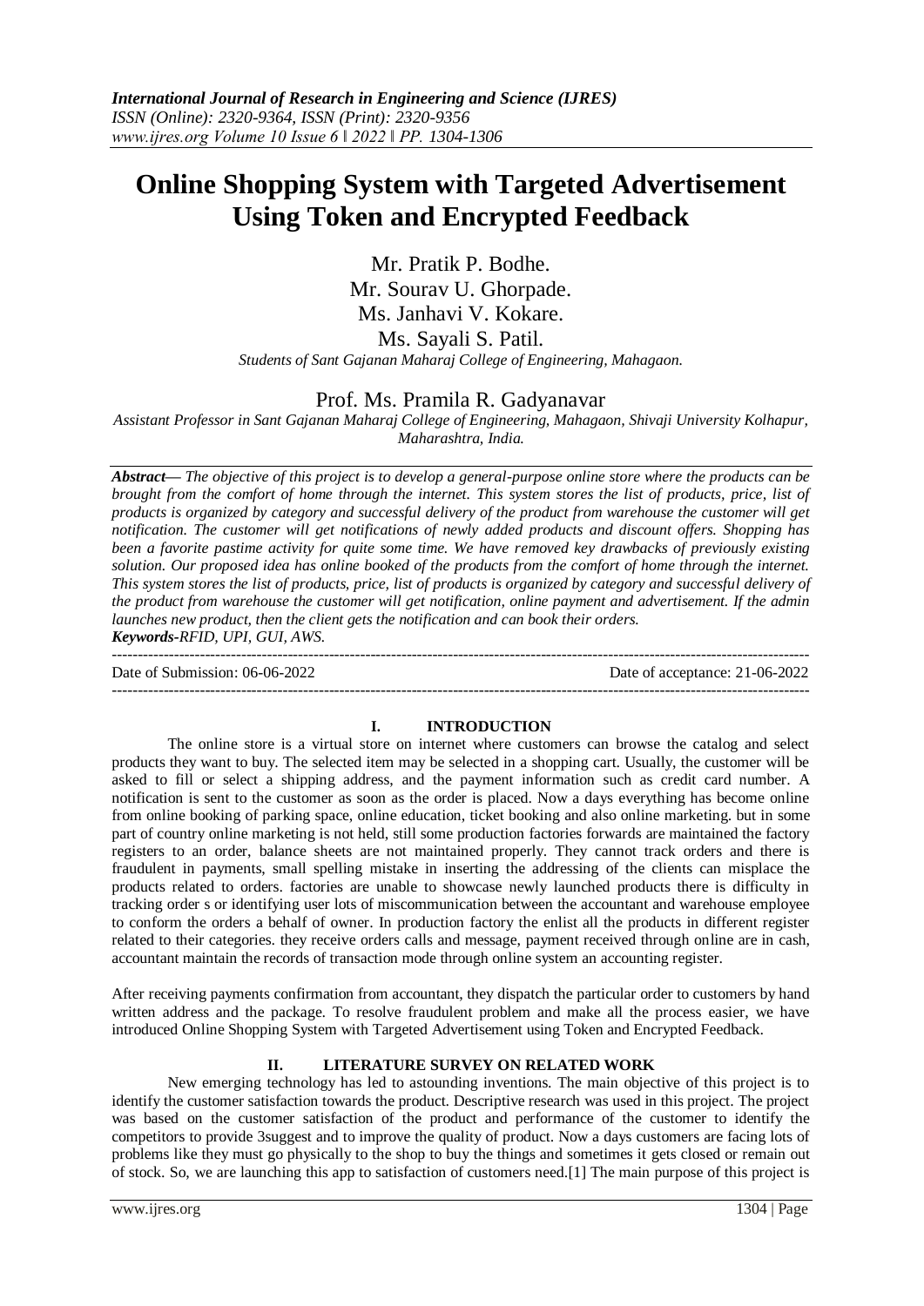# Online Shopping System with Targeted Advertisement Using Token and Encrypted Feedback

Mr. Pratik P. Bodhe.
Mr. Sourav U. Ghorpade.
Ms. Janhavi V. Kokare.
Ms. Sayali S. Patil.

*Students of Sant Gajanan Maharaj College of Engineering, Mahagaon.*

Prof. Ms. Pramila R. Gadyanavar

*Assistant Professor in Sant Gajanan Maharaj College of Engineering, Mahagaon, Shivaji University Kolhapur, Maharashtra, India.*

***Abstract—*** *The objective of this project is to develop a general-purpose online store where the products can be brought from the comfort of home through the internet. This system stores the list of products, price, list of products is organized by category and successful delivery of the product from warehouse the customer will get notification. The customer will get notifications of newly added products and discount offers. Shopping has been a favorite pastime activity for quite some time. We have removed key drawbacks of previously existing solution. Our proposed idea has online booked of the products from the comfort of home through the internet. This system stores the list of products, price, list of products is organized by category and successful delivery of the product from warehouse the customer will get notification, online payment and advertisement. If the admin launches new product, then the client gets the notification and can book their orders.*

***Keywords-****RFID, UPI, GUI, AWS.*

---

Date of Submission: 06-06-2022 Date of acceptance: 21-06-2022

---

## I. INTRODUCTION

The online store is a virtual store on internet where customers can browse the catalog and select products they want to buy. The selected item may be selected in a shopping cart. Usually, the customer will be asked to fill or select a shipping address, and the payment information such as credit card number. A notification is sent to the customer as soon as the order is placed. Now a days everything has become online from online booking of parking space, online education, ticket booking and also online marketing. but in some part of country online marketing is not held, still some production factories forwards are maintained the factory registers to an order, balance sheets are not maintained properly. They cannot track orders and there is fraudulent in payments, small spelling mistake in inserting the addressing of the clients can misplace the products related to orders. factories are unable to showcase newly launched products there is difficulty in tracking order s or identifying user lots of miscommunication between the accountant and warehouse employee to conform the orders a behalf of owner. In production factory the enlist all the products in different register related to their categories. they receive orders calls and message, payment received through online are in cash, accountant maintain the records of transaction mode through online system an accounting register.

After receiving payments confirmation from accountant, they dispatch the particular order to customers by hand written address and the package. To resolve fraudulent problem and make all the process easier, we have introduced Online Shopping System with Targeted Advertisement using Token and Encrypted Feedback.

## II. LITERATURE SURVEY ON RELATED WORK

New emerging technology has led to astounding inventions. The main objective of this project is to identify the customer satisfaction towards the product. Descriptive research was used in this project. The project was based on the customer satisfaction of the product and performance of the customer to identify the competitors to provide 3suggest and to improve the quality of product. Now a days customers are facing lots of problems like they must go physically to the shop to buy the things and sometimes it gets closed or remain out of stock. So, we are launching this app to satisfaction of customers need.[1] The main purpose of this project is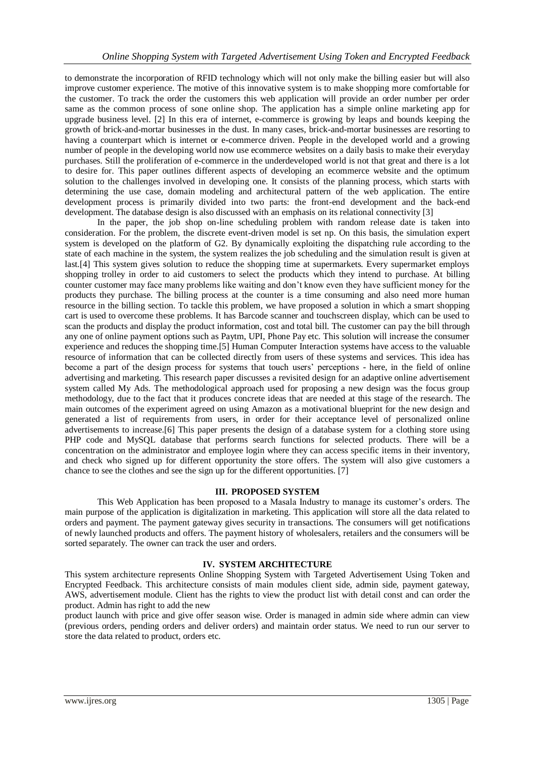to demonstrate the incorporation of RFID technology which will not only make the billing easier but will also improve customer experience. The motive of this innovative system is to make shopping more comfortable for the customer. To track the order the customers this web application will provide an order number per order same as the common process of sone online shop. The application has a simple online marketing app for upgrade business level. [2] In this era of internet, e-commerce is growing by leaps and bounds keeping the growth of brick-and-mortar businesses in the dust. In many cases, brick-and-mortar businesses are resorting to having a counterpart which is internet or e-commerce driven. People in the developed world and a growing number of people in the developing world now use ecommerce websites on a daily basis to make their everyday purchases. Still the proliferation of e-commerce in the underdeveloped world is not that great and there is a lot to desire for. This paper outlines different aspects of developing an ecommerce website and the optimum solution to the challenges involved in developing one. It consists of the planning process, which starts with determining the use case, domain modeling and architectural pattern of the web application. The entire development process is primarily divided into two parts: the front-end development and the back-end development. The database design is also discussed with an emphasis on its relational connectivity [3]

In the paper, the job shop on-line scheduling problem with random release date is taken into consideration. For the problem, the discrete event-driven model is set np. On this basis, the simulation expert system is developed on the platform of G2. By dynamically exploiting the dispatching rule according to the state of each machine in the system, the system realizes the job scheduling and the simulation result is given at last.[4] This system gives solution to reduce the shopping time at supermarkets. Every supermarket employs shopping trolley in order to aid customers to select the products which they intend to purchase. At billing counter customer may face many problems like waiting and don't know even they have sufficient money for the products they purchase. The billing process at the counter is a time consuming and also need more human resource in the billing section. To tackle this problem, we have proposed a solution in which a smart shopping cart is used to overcome these problems. It has Barcode scanner and touchscreen display, which can be used to scan the products and display the product information, cost and total bill. The customer can pay the bill through any one of online payment options such as Paytm, UPI, Phone Pay etc. This solution will increase the consumer experience and reduces the shopping time.[5] Human Computer Interaction systems have access to the valuable resource of information that can be collected directly from users of these systems and services. This idea has become a part of the design process for systems that touch users' perceptions - here, in the field of online advertising and marketing. This research paper discusses a revisited design for an adaptive online advertisement system called My Ads. The methodological approach used for proposing a new design was the focus group methodology, due to the fact that it produces concrete ideas that are needed at this stage of the research. The main outcomes of the experiment agreed on using Amazon as a motivational blueprint for the new design and generated a list of requirements from users, in order for their acceptance level of personalized online advertisements to increase.[6] This paper presents the design of a database system for a clothing store using PHP code and MySQL database that performs search functions for selected products. There will be a concentration on the administrator and employee login where they can access specific items in their inventory, and check who signed up for different opportunity the store offers. The system will also give customers a chance to see the clothes and see the sign up for the different opportunities. [7]

## III. PROPOSED SYSTEM

This Web Application has been proposed to a Masala Industry to manage its customer's orders. The main purpose of the application is digitalization in marketing. This application will store all the data related to orders and payment. The payment gateway gives security in transactions. The consumers will get notifications of newly launched products and offers. The payment history of wholesalers, retailers and the consumers will be sorted separately. The owner can track the user and orders.

## IV. SYSTEM ARCHITECTURE

This system architecture represents Online Shopping System with Targeted Advertisement Using Token and Encrypted Feedback. This architecture consists of main modules client side, admin side, payment gateway, AWS, advertisement module. Client has the rights to view the product list with detail const and can order the product. Admin has right to add the new product launch with price and give offer season wise. Order is managed in admin side where admin can view (previous orders, pending orders and deliver orders) and maintain order status. We need to run our server to store the data related to product, orders etc.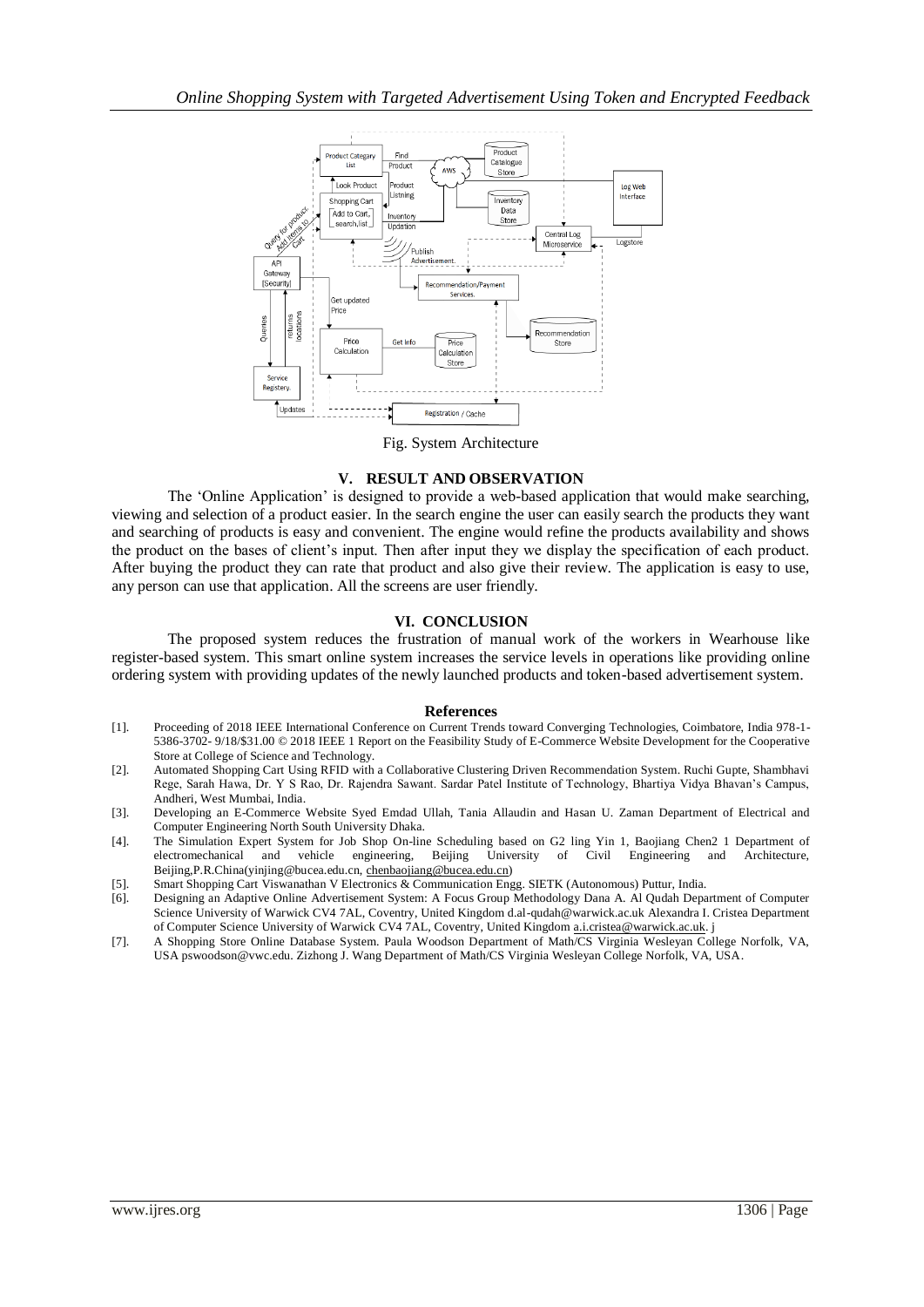Product Category List

Find Product

AWS

Product Catalogue Store

Look Product

Product Listning

Shopping Cart

Add to Cart, search,list

Inventory Updation

Inventory Data Store

Log Web Interface

Query for product, Add items to Cart

Central Log Microservice

Logstore

Publish Advertisement.

API Gateway [Security]

Recommendation/Payment Services.

Get updated Price

Queries

returns locations

Recommendation Store

Price Calculation

Get Info

Price Calculation Store

Service Registery.

Updates

Registration / Cache

Fig. System Architecture

## V. RESULT AND OBSERVATION

The 'Online Application' is designed to provide a web-based application that would make searching, viewing and selection of a product easier. In the search engine the user can easily search the products they want and searching of products is easy and convenient. The engine would refine the products availability and shows the product on the bases of client's input. Then after input they we display the specification of each product. After buying the product they can rate that product and also give their review. The application is easy to use, any person can use that application. All the screens are user friendly.

## VI. CONCLUSION

The proposed system reduces the frustration of manual work of the workers in Wearhouse like register-based system. This smart online system increases the service levels in operations like providing online ordering system with providing updates of the newly launched products and token-based advertisement system.

## References

[1]. Proceeding of 2018 IEEE International Conference on Current Trends toward Converging Technologies, Coimbatore, India 978-1-5386-3702- 9/18/$31.00 © 2018 IEEE 1 Report on the Feasibility Study of E-Commerce Website Development for the Cooperative Store at College of Science and Technology.

[2]. Automated Shopping Cart Using RFID with a Collaborative Clustering Driven Recommendation System. Ruchi Gupte, Shambhavi Rege, Sarah Hawa, Dr. Y S Rao, Dr. Rajendra Sawant. Sardar Patel Institute of Technology, Bhartiya Vidya Bhavan's Campus, Andheri, West Mumbai, India.

[3]. Developing an E-Commerce Website Syed Emdad Ullah, Tania Allaudin and Hasan U. Zaman Department of Electrical and Computer Engineering North South University Dhaka.

[4]. The Simulation Expert System for Job Shop On-line Scheduling based on G2 ling Yin 1, Baojiang Chen2 1 Department of electromechanical and vehicle engineering, Beijing University of Civil Engineering and Architecture, Beijing,P.R.China(yinjing@bucea.edu.cn, chenbaojiang@bucea.edu.cn)

[5]. Smart Shopping Cart Viswanathan V Electronics & Communication Engg. SIETK (Autonomous) Puttur, India.

[6]. Designing an Adaptive Online Advertisement System: A Focus Group Methodology Dana A. Al Qudah Department of Computer Science University of Warwick CV4 7AL, Coventry, United Kingdom d.al-qudah@warwick.ac.uk Alexandra I. Cristea Department of Computer Science University of Warwick CV4 7AL, Coventry, United Kingdom a.i.cristea@warwick.ac.uk. j

[7]. A Shopping Store Online Database System. Paula Woodson Department of Math/CS Virginia Wesleyan College Norfolk, VA, USA pswoodson@vwc.edu. Zizhong J. Wang Department of Math/CS Virginia Wesleyan College Norfolk, VA, USA.